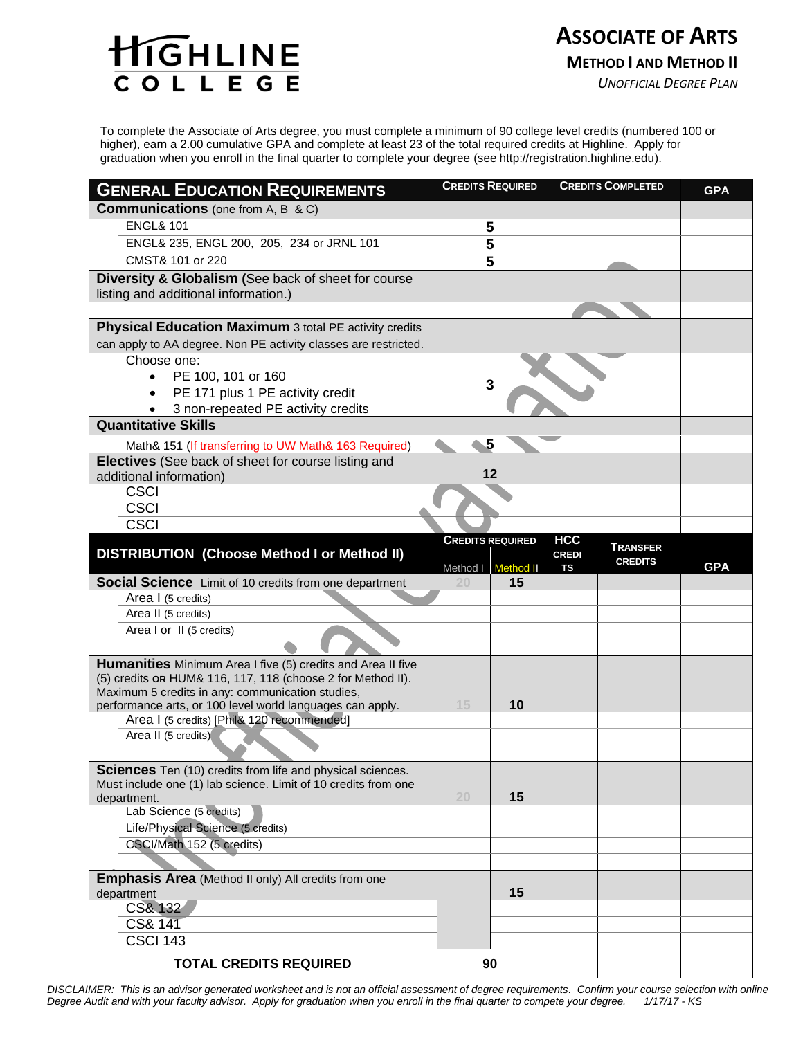# HIGHLINE COLLEGE

## ASSOCIATE OF ARTS

### METHOD I AND METHOD II

*UNOFFICIAL DEGREE PLAN*

To complete the Associate of Arts degree, you must complete a minimum of 90 college level credits (numbered 100 or higher), earn a 2.00 cumulative GPA and complete at least 23 of the total required credits at Highline. Apply for graduation when you enroll in the final quarter to complete your degree (see http://registration.highline.edu).

| GENERAL EDUCATION REQUIREMENTS | CREDITS REQUIRED | CREDITS COMPLETED | GPA |
|---|---|---|---|
| **Communications** (one from A, B & C) | | | |
| ENGL& 101 | 5 | | |
| ENGL& 235, ENGL 200, 205, 234 or JRNL 101 | 5 | | |
| CMST& 101 or 220 | 5 | | |
| **Diversity & Globalism (**See back of sheet for course listing and additional information.) | | | |
| | | | |
| **Physical Education Maximum** 3 total PE activity credits can apply to AA degree. Non PE activity classes are restricted. | | | |
| Choose one: <br>• PE 100, 101 or 160 <br>• PE 171 plus 1 PE activity credit <br>• 3 non-repeated PE activity credits | 3 | | |
| **Quantitative Skills** | | | |
| Math& 151 (If transferring to UW Math& 163 Required) | 5 | | |
| **Electives** (See back of sheet for course listing and additional information) | 12 | | |
| CSCI | | | |
| CSCI | | | |
| CSCI | | | |

| DISTRIBUTION (Choose Method I or Method II) | CREDITS REQUIRED Method I | Method II | HCC CREDITS | TRANSFER CREDITS | GPA |
|---|---|---|---|---|---|
| **Social Science** Limit of 10 credits from one department | 20 | 15 | | | |
| Area I (5 credits) | | | | | |
| Area II (5 credits) | | | | | |
| Area I or II (5 credits) | | | | | |
| | | | | | |
| **Humanities** Minimum Area I five (5) credits and Area II five (5) credits **OR** HUM& 116, 117, 118 (choose 2 for Method II). Maximum 5 credits in any: communication studies, performance arts, or 100 level world languages can apply. | 15 | 10 | | | |
| Area I (5 credits) [Phil& 120 recommended] | | | | | |
| Area II (5 credits) | | | | | |
| | | | | | |
| **Sciences** Ten (10) credits from life and physical sciences. Must include one (1) lab science. Limit of 10 credits from one department. | 20 | 15 | | | |
| Lab Science (5 credits) | | | | | |
| Life/Physical Science (5 credits) | | | | | |
| CSCI/Math 152 (5 credits) | | | | | |
| | | | | | |
| **Emphasis Area** (Method II only) All credits from one department | | 15 | | | |
| CS& 132 | | | | | |
| CS& 141 | | | | | |
| CSCI 143 | | | | | |
| **TOTAL CREDITS REQUIRED** | 90 | | | | |

*DISCLAIMER: This is an advisor generated worksheet and is not an official assessment of degree requirements. Confirm your course selection with online Degree Audit and with your faculty advisor. Apply for graduation when you enroll in the final quarter to compete your degree. 1/17/17 - KS*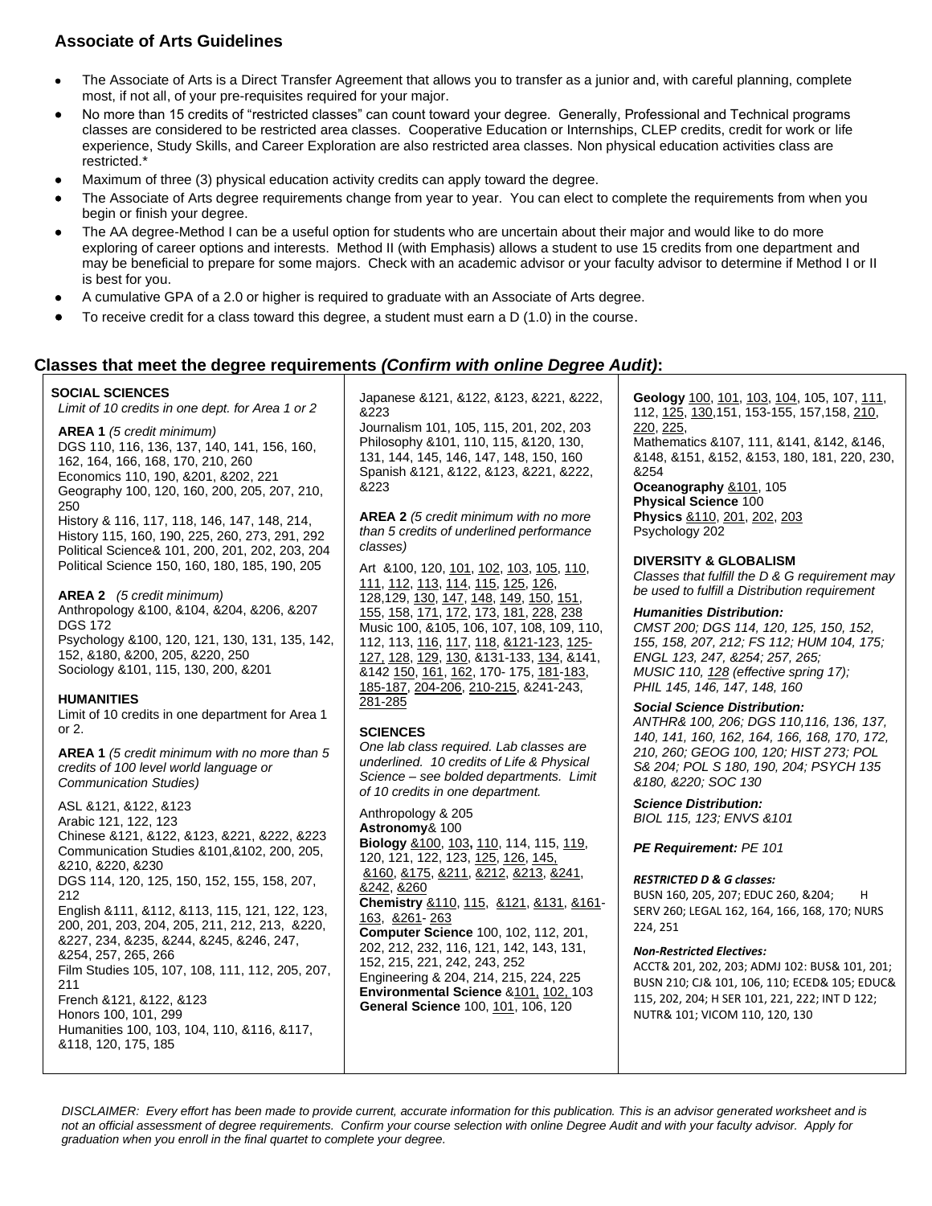## Associate of Arts Guidelines

- The Associate of Arts is a Direct Transfer Agreement that allows you to transfer as a junior and, with careful planning, complete most, if not all, of your pre-requisites required for your major.
- No more than 15 credits of "restricted classes" can count toward your degree. Generally, Professional and Technical programs classes are considered to be restricted area classes. Cooperative Education or Internships, CLEP credits, credit for work or life experience, Study Skills, and Career Exploration are also restricted area classes. Non physical education activities class are restricted.*
- Maximum of three (3) physical education activity credits can apply toward the degree.
- The Associate of Arts degree requirements change from year to year. You can elect to complete the requirements from when you begin or finish your degree.
- The AA degree-Method I can be a useful option for students who are uncertain about their major and would like to do more exploring of career options and interests. Method II (with Emphasis) allows a student to use 15 credits from one department and may be beneficial to prepare for some majors. Check with an academic advisor or your faculty advisor to determine if Method I or II is best for you.
- A cumulative GPA of a 2.0 or higher is required to graduate with an Associate of Arts degree.
- To receive credit for a class toward this degree, a student must earn a D (1.0) in the course.

## Classes that meet the degree requirements *(Confirm with online Degree Audit)*:

**SOCIAL SCIENCES**
*Limit of 10 credits in one dept. for Area 1 or 2*

**AREA 1** *(5 credit minimum)*
DGS 110, 116, 136, 137, 140, 141, 156, 160, 162, 164, 166, 168, 170, 210, 260
Economics 110, 190, &201, &202, 221
Geography 100, 120, 160, 200, 205, 207, 210, 250
History & 116, 117, 118, 146, 147, 148, 214,
History 115, 160, 190, 225, 260, 273, 291, 292
Political Science& 101, 200, 201, 202, 203, 204
Political Science 150, 160, 180, 185, 190, 205

**AREA 2** *(5 credit minimum)*
Anthropology &100, &104, &204, &206, &207
DGS 172
Psychology &100, 120, 121, 130, 131, 135, 142, 152, &180, &200, 205, &220, 250
Sociology &101, 115, 130, 200, &201

**HUMANITIES**
Limit of 10 credits in one department for Area 1 or 2.

**AREA 1** *(5 credit minimum with no more than 5 credits of 100 level world language or Communication Studies)*

ASL &121, &122, &123
Arabic 121, 122, 123
Chinese &121, &122, &123, &221, &222, &223
Communication Studies &101,&102, 200, 205, &210, &220, &230
DGS 114, 120, 125, 150, 152, 155, 158, 207, 212
English &111, &112, &113, 115, 121, 122, 123, 200, 201, 203, 204, 205, 211, 212, 213, &220, &227, 234, &235, &244, &245, &246, 247, &254, 257, 265, 266
Film Studies 105, 107, 108, 111, 112, 205, 207, 211
French &121, &122, &123
Honors 100, 101, 299
Humanities 100, 103, 104, 110, &116, &117, &118, 120, 175, 185
Japanese &121, &122, &123, &221, &222, &223
Journalism 101, 105, 115, 201, 202, 203
Philosophy &101, 110, 115, &120, 130, 131, 144, 145, 146, 147, 148, 150, 160
Spanish &121, &122, &123, &221, &222, &223

**AREA 2** *(5 credit minimum with no more than 5 credits of underlined performance classes)*

Art &100, 120, 101, 102, 103, 105, 110, 111, 112, 113, 114, 115, 125, 126, 128,129, 130, 147, 148, 149, 150, 151, 155, 158, 171, 172, 173, 181, 228, 238
Music 100, &105, 106, 107, 108, 109, 110, 112, 113, 116, 117, 118, &121-123, 125-127, 128, 129, 130, &131-133, 134, &141, &142 150, 161, 162, 170- 175, 181-183, 185-187, 204-206, 210-215, &241-243, 281-285

**SCIENCES**
*One lab class required. Lab classes are underlined. 10 credits of Life & Physical Science – see bolded departments. Limit of 10 credits in one department.*

Anthropology & 205
**Astronomy**& 100
**Biology** &100, 103, 110, 114, 115, 119, 120, 121, 122, 123, 125, 126, 145, &160, &175, &211, &212, &213, &241, &242, &260
**Chemistry** &110, 115, &121, &131, &161-163, &261- 263
**Computer Science** 100, 102, 112, 201, 202, 212, 232, 116, 121, 142, 143, 131, 152, 215, 221, 242, 243, 252
Engineering & 204, 214, 215, 224, 225
**Environmental Science** &101, 102, 103
**General Science** 100, 101, 106, 120
**Geology** 100, 101, 103, 104, 105, 107, 111, 112, 125, 130,151, 153-155, 157,158, 210, 220, 225,
Mathematics &107, 111, &141, &142, &146, &148, &151, &152, &153, 180, 181, 220, 230, &254
**Oceanography** &101, 105
**Physical Science** 100
**Physics** &110, 201, 202, 203
Psychology 202

**DIVERSITY & GLOBALISM**
*Classes that fulfill the D & G requirement may be used to fulfill a Distribution requirement*

***Humanities Distribution:***
*CMST 200; DGS 114, 120, 125, 150, 152, 155, 158, 207, 212; FS 112; HUM 104, 175; ENGL 123, 247, &254; 257, 265; MUSIC 110, 128 (effective spring 17); PHIL 145, 146, 147, 148, 160*

***Social Science Distribution:***
*ANTHR& 100, 206; DGS 110,116, 136, 137, 140, 141, 160, 162, 164, 166, 168, 170, 172, 210, 260; GEOG 100, 120; HIST 273; POL S& 204; POL S 180, 190, 204; PSYCH 135 &180, &220; SOC 130*

***Science Distribution:***
*BIOL 115, 123; ENVS &101*

***PE Requirement:*** *PE 101*

***RESTRICTED D & G classes:***
BUSN 160, 205, 207; EDUC 260, &204; H SERV 260; LEGAL 162, 164, 166, 168, 170; NURS 224, 251

***Non-Restricted Electives:***
ACCT& 201, 202, 203; ADMJ 102: BUS& 101, 201; BUSN 210; CJ& 101, 106, 110; ECED& 105; EDUC& 115, 202, 204; H SER 101, 221, 222; INT D 122; NUTR& 101; VICOM 110, 120, 130

*DISCLAIMER: Every effort has been made to provide current, accurate information for this publication. This is an advisor generated worksheet and is not an official assessment of degree requirements. Confirm your course selection with online Degree Audit and with your faculty advisor. Apply for graduation when you enroll in the final quartet to complete your degree.*